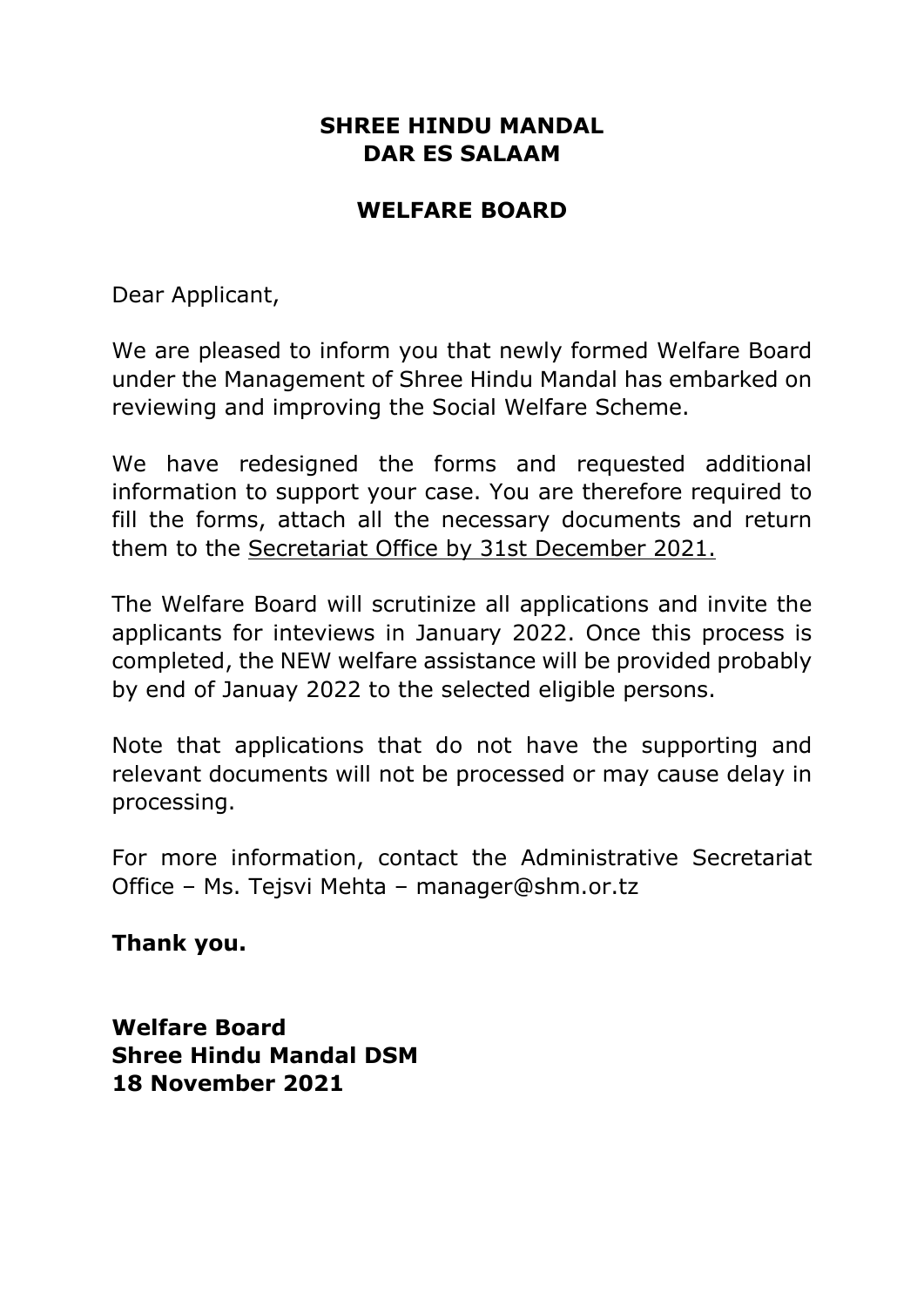**SHREE HINDU MANDAL**
**DAR ES SALAAM**

**WELFARE BOARD**

Dear Applicant,

We are pleased to inform you that newly formed Welfare Board under the Management of Shree Hindu Mandal has embarked on reviewing and improving the Social Welfare Scheme.

We have redesigned the forms and requested additional information to support your case. You are therefore required to fill the forms, attach all the necessary documents and return them to the <u>Secretariat Office by 31st December 2021.</u>

The Welfare Board will scrutinize all applications and invite the applicants for inteviews in January 2022. Once this process is completed, the NEW welfare assistance will be provided probably by end of Januay 2022 to the selected eligible persons.

Note that applications that do not have the supporting and relevant documents will not be processed or may cause delay in processing.

For more information, contact the Administrative Secretariat Office – Ms. Tejsvi Mehta – manager@shm.or.tz

**Thank you.**

**Welfare Board**
**Shree Hindu Mandal DSM**
**18 November 2021**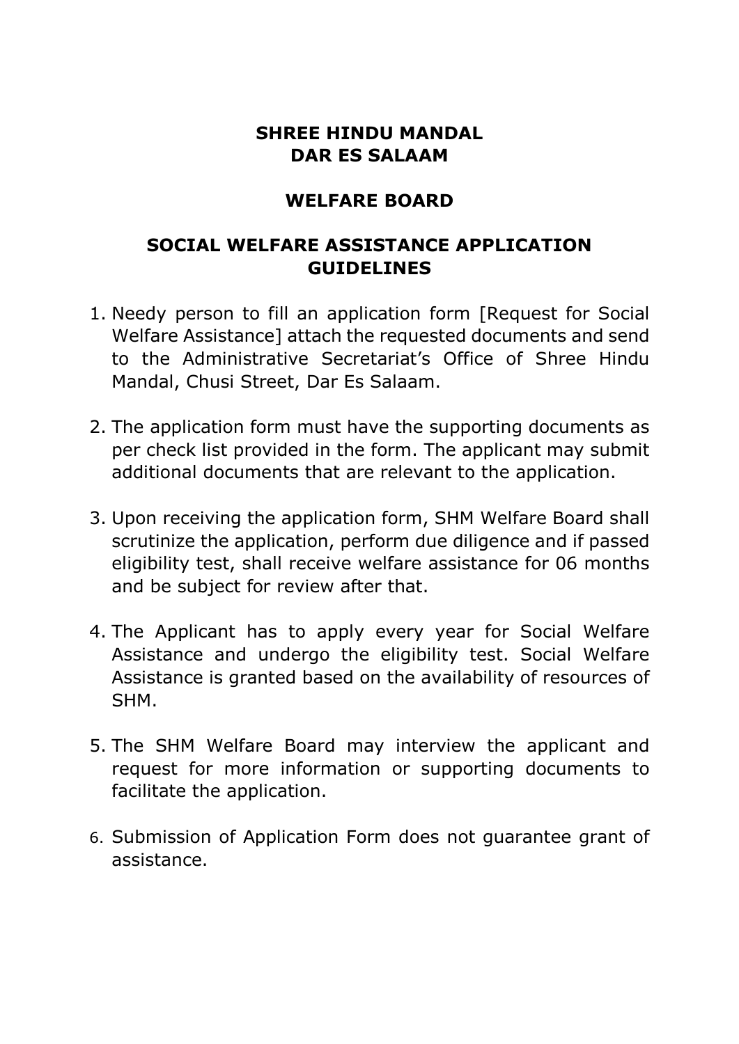# SHREE HINDU MANDAL
# DAR ES SALAAM

## WELFARE BOARD

## SOCIAL WELFARE ASSISTANCE APPLICATION GUIDELINES

1. Needy person to fill an application form [Request for Social Welfare Assistance] attach the requested documents and send to the Administrative Secretariat's Office of Shree Hindu Mandal, Chusi Street, Dar Es Salaam.

2. The application form must have the supporting documents as per check list provided in the form. The applicant may submit additional documents that are relevant to the application.

3. Upon receiving the application form, SHM Welfare Board shall scrutinize the application, perform due diligence and if passed eligibility test, shall receive welfare assistance for 06 months and be subject for review after that.

4. The Applicant has to apply every year for Social Welfare Assistance and undergo the eligibility test. Social Welfare Assistance is granted based on the availability of resources of SHM.

5. The SHM Welfare Board may interview the applicant and request for more information or supporting documents to facilitate the application.

6. Submission of Application Form does not guarantee grant of assistance.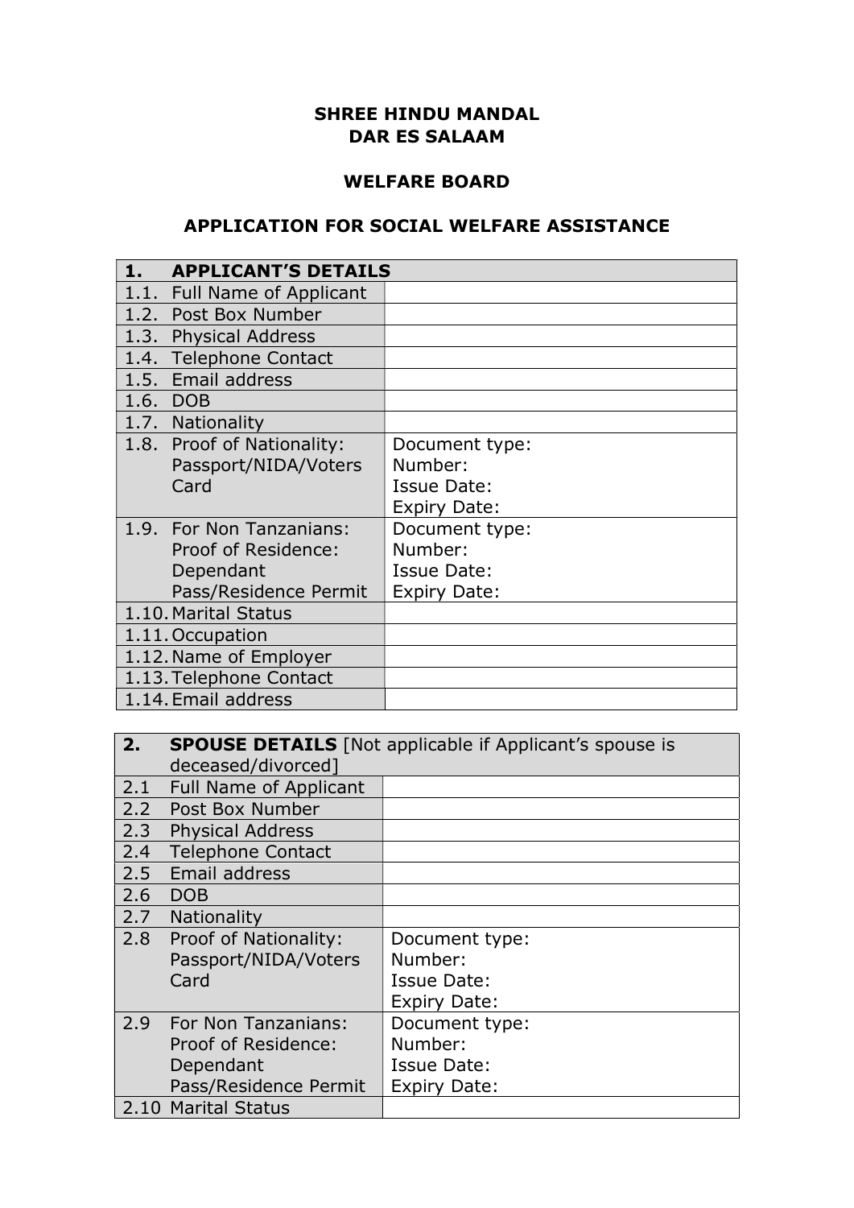**SHREE HINDU MANDAL**
**DAR ES SALAAM**

**WELFARE BOARD**

**APPLICATION FOR SOCIAL WELFARE ASSISTANCE**

| **1. APPLICANT'S DETAILS** | |
|---|---|
| 1.1. Full Name of Applicant | |
| 1.2. Post Box Number | |
| 1.3. Physical Address | |
| 1.4. Telephone Contact | |
| 1.5. Email address | |
| 1.6. DOB | |
| 1.7. Nationality | |
| 1.8. Proof of Nationality: Passport/NIDA/Voters Card | Document type:<br>Number:<br>Issue Date:<br>Expiry Date: |
| 1.9. For Non Tanzanians: Proof of Residence: Dependant Pass/Residence Permit | Document type:<br>Number:<br>Issue Date:<br>Expiry Date: |
| 1.10. Marital Status | |
| 1.11. Occupation | |
| 1.12. Name of Employer | |
| 1.13. Telephone Contact | |
| 1.14. Email address | |

| **2. SPOUSE DETAILS** [Not applicable if Applicant's spouse is deceased/divorced] | |
|---|---|
| 2.1 Full Name of Applicant | |
| 2.2 Post Box Number | |
| 2.3 Physical Address | |
| 2.4 Telephone Contact | |
| 2.5 Email address | |
| 2.6 DOB | |
| 2.7 Nationality | |
| 2.8 Proof of Nationality: Passport/NIDA/Voters Card | Document type:<br>Number:<br>Issue Date:<br>Expiry Date: |
| 2.9 For Non Tanzanians: Proof of Residence: Dependant Pass/Residence Permit | Document type:<br>Number:<br>Issue Date:<br>Expiry Date: |
| 2.10 Marital Status | |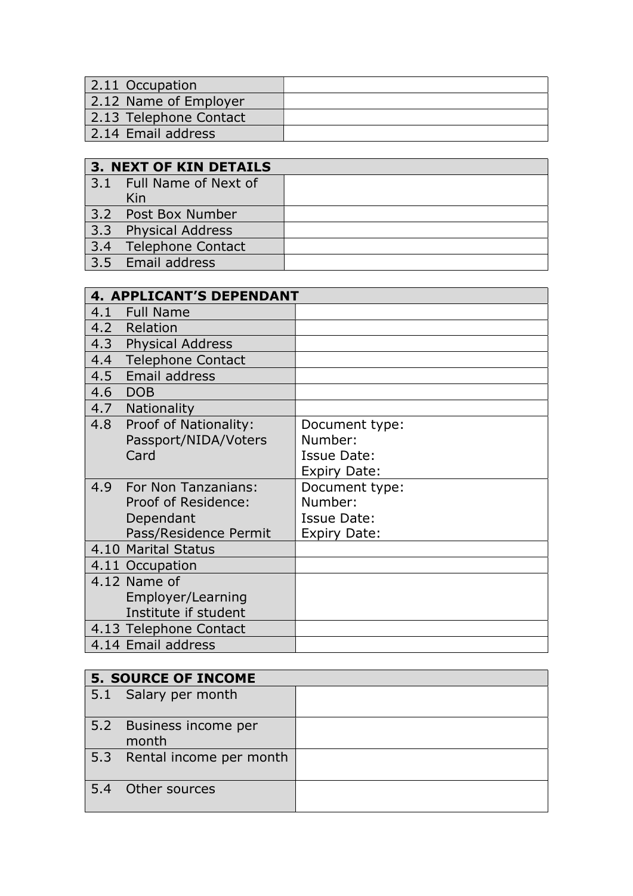| 2.11 Occupation | |
|---|---|
| 2.12 Name of Employer | |
| 2.13 Telephone Contact | |
| 2.14 Email address | |

| **3. NEXT OF KIN DETAILS** | |
|---|---|
| 3.1 Full Name of Next of Kin | |
| 3.2 Post Box Number | |
| 3.3 Physical Address | |
| 3.4 Telephone Contact | |
| 3.5 Email address | |

| **4. APPLICANT'S DEPENDANT** | |
|---|---|
| 4.1 Full Name | |
| 4.2 Relation | |
| 4.3 Physical Address | |
| 4.4 Telephone Contact | |
| 4.5 Email address | |
| 4.6 DOB | |
| 4.7 Nationality | |
| 4.8 Proof of Nationality: Passport/NIDA/Voters Card | Document type:<br>Number:<br>Issue Date:<br>Expiry Date: |
| 4.9 For Non Tanzanians: Proof of Residence: Dependant Pass/Residence Permit | Document type:<br>Number:<br>Issue Date:<br>Expiry Date: |
| 4.10 Marital Status | |
| 4.11 Occupation | |
| 4.12 Name of Employer/Learning Institute if student | |
| 4.13 Telephone Contact | |
| 4.14 Email address | |

| **5. SOURCE OF INCOME** | |
|---|---|
| 5.1 Salary per month | |
| 5.2 Business income per month | |
| 5.3 Rental income per month | |
| 5.4 Other sources | |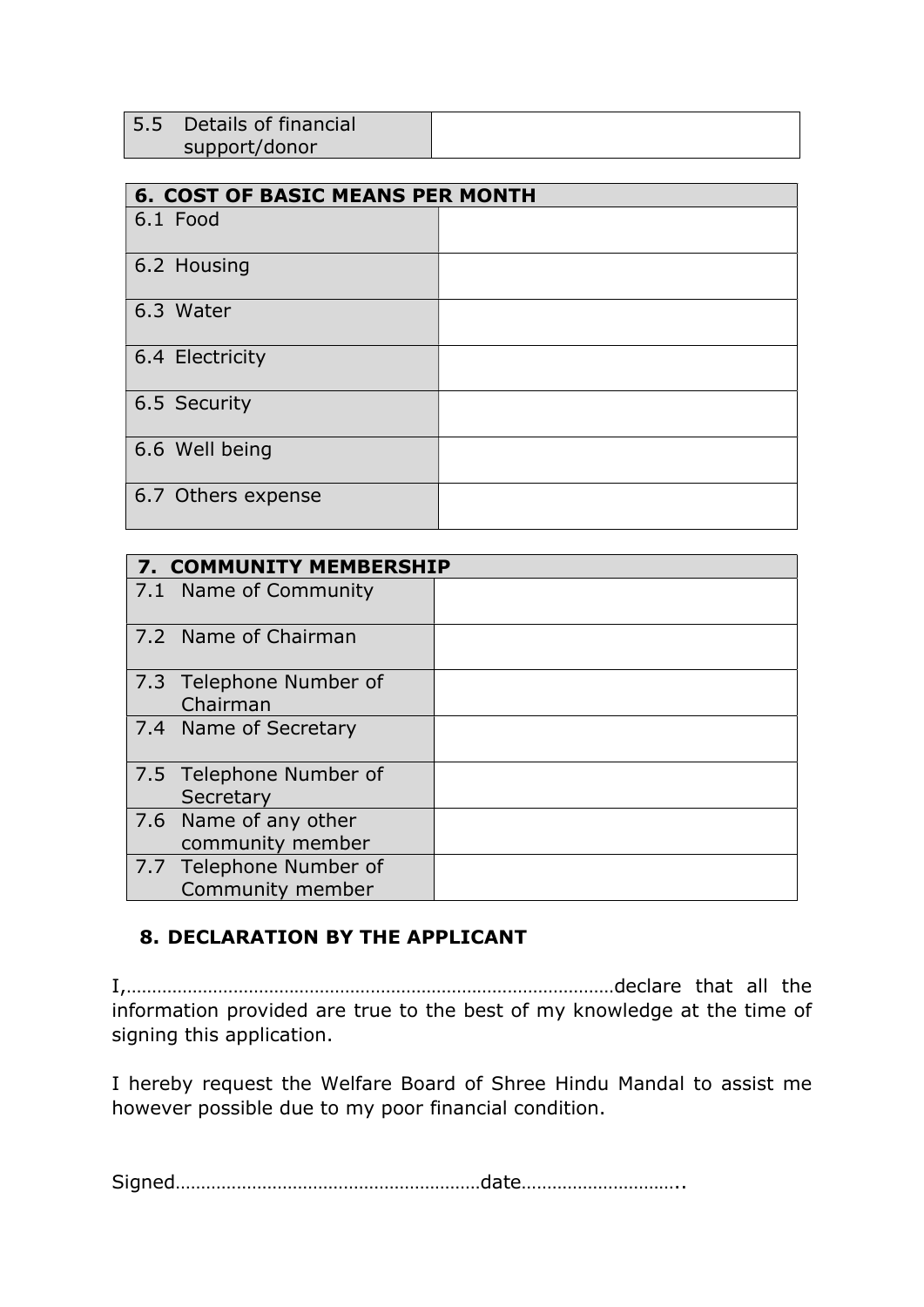| 5.5 Details of financial support/donor | |
|---|---|

| 6. COST OF BASIC MEANS PER MONTH | |
|---|---|
| 6.1 Food | |
| 6.2 Housing | |
| 6.3 Water | |
| 6.4 Electricity | |
| 6.5 Security | |
| 6.6 Well being | |
| 6.7 Others expense | |

| 7. COMMUNITY MEMBERSHIP | |
|---|---|
| 7.1 Name of Community | |
| 7.2 Name of Chairman | |
| 7.3 Telephone Number of Chairman | |
| 7.4 Name of Secretary | |
| 7.5 Telephone Number of Secretary | |
| 7.6 Name of any other community member | |
| 7.7 Telephone Number of Community member | |

## 8. DECLARATION BY THE APPLICANT

I,……………………………………………………………………………………declare that all the information provided are true to the best of my knowledge at the time of signing this application.

I hereby request the Welfare Board of Shree Hindu Mandal to assist me however possible due to my poor financial condition.

Signed…………………………………………………date…………………………..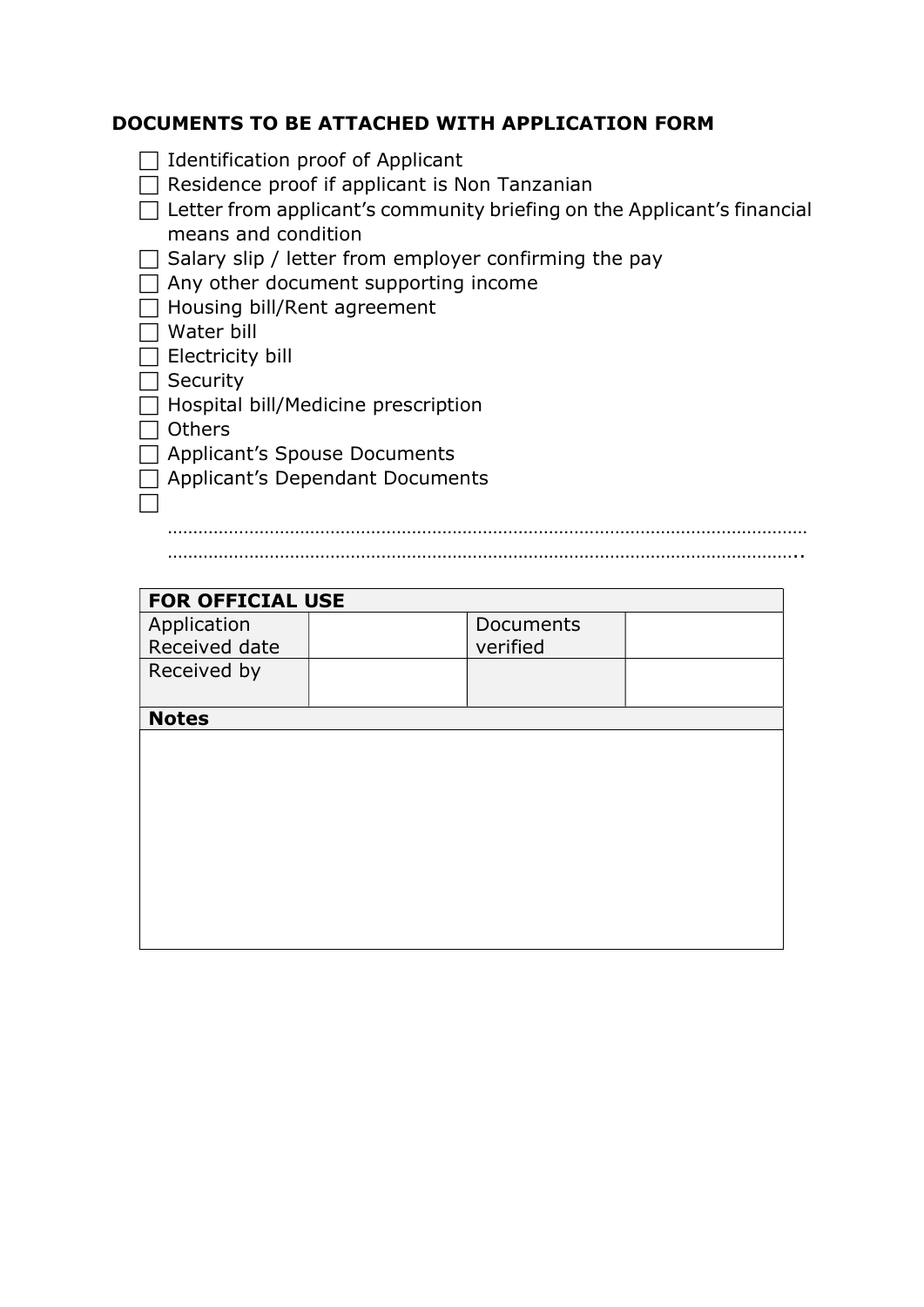**DOCUMENTS TO BE ATTACHED WITH APPLICATION FORM**

- ☐ Identification proof of Applicant
- ☐ Residence proof if applicant is Non Tanzanian
- ☐ Letter from applicant's community briefing on the Applicant's financial means and condition
- ☐ Salary slip / letter from employer confirming the pay
- ☐ Any other document supporting income
- ☐ Housing bill/Rent agreement
- ☐ Water bill
- ☐ Electricity bill
- ☐ Security
- ☐ Hospital bill/Medicine prescription
- ☐ Others
- ☐ Applicant's Spouse Documents
- ☐ Applicant's Dependant Documents
- ☐ ………………………………………………………………………………………………………………… …………………………………………………………………………………………………………………..

| **FOR OFFICIAL USE** | | | |
|---|---|---|---|
| Application Received date | | Documents verified | |
| Received by | | | |
| **Notes** | | | |
| | | | |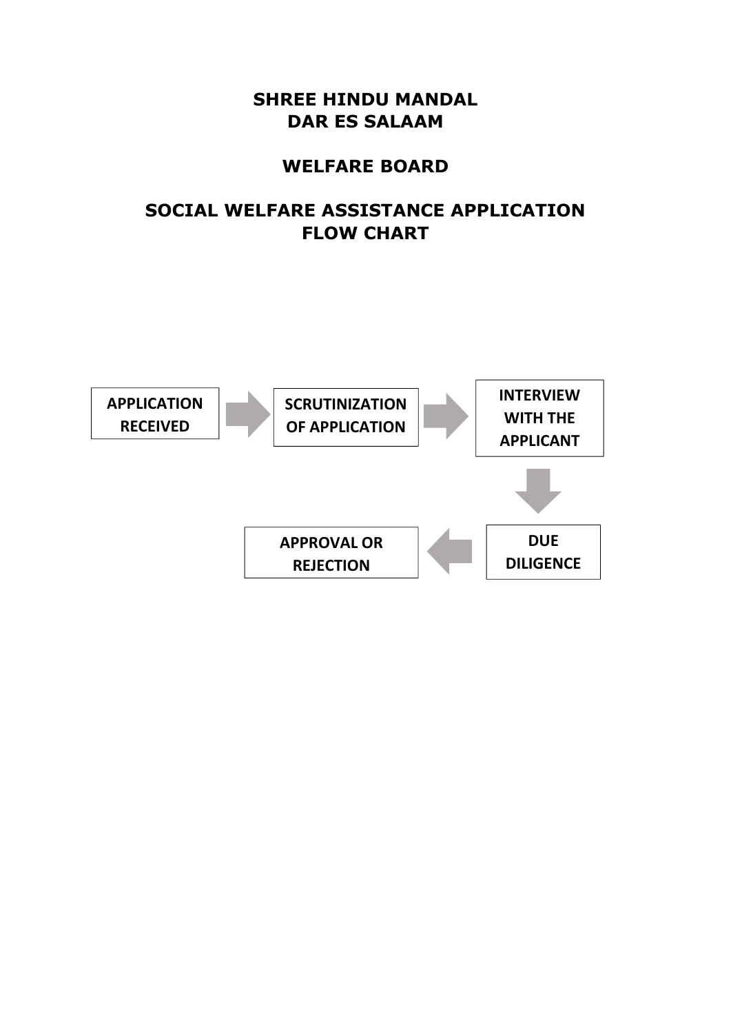# SHREE HINDU MANDAL
# DAR ES SALAAM

## WELFARE BOARD

## SOCIAL WELFARE ASSISTANCE APPLICATION FLOW CHART

APPLICATION RECEIVED

SCRUTINIZATION OF APPLICATION

INTERVIEW WITH THE APPLICANT

DUE DILIGENCE

APPROVAL OR REJECTION